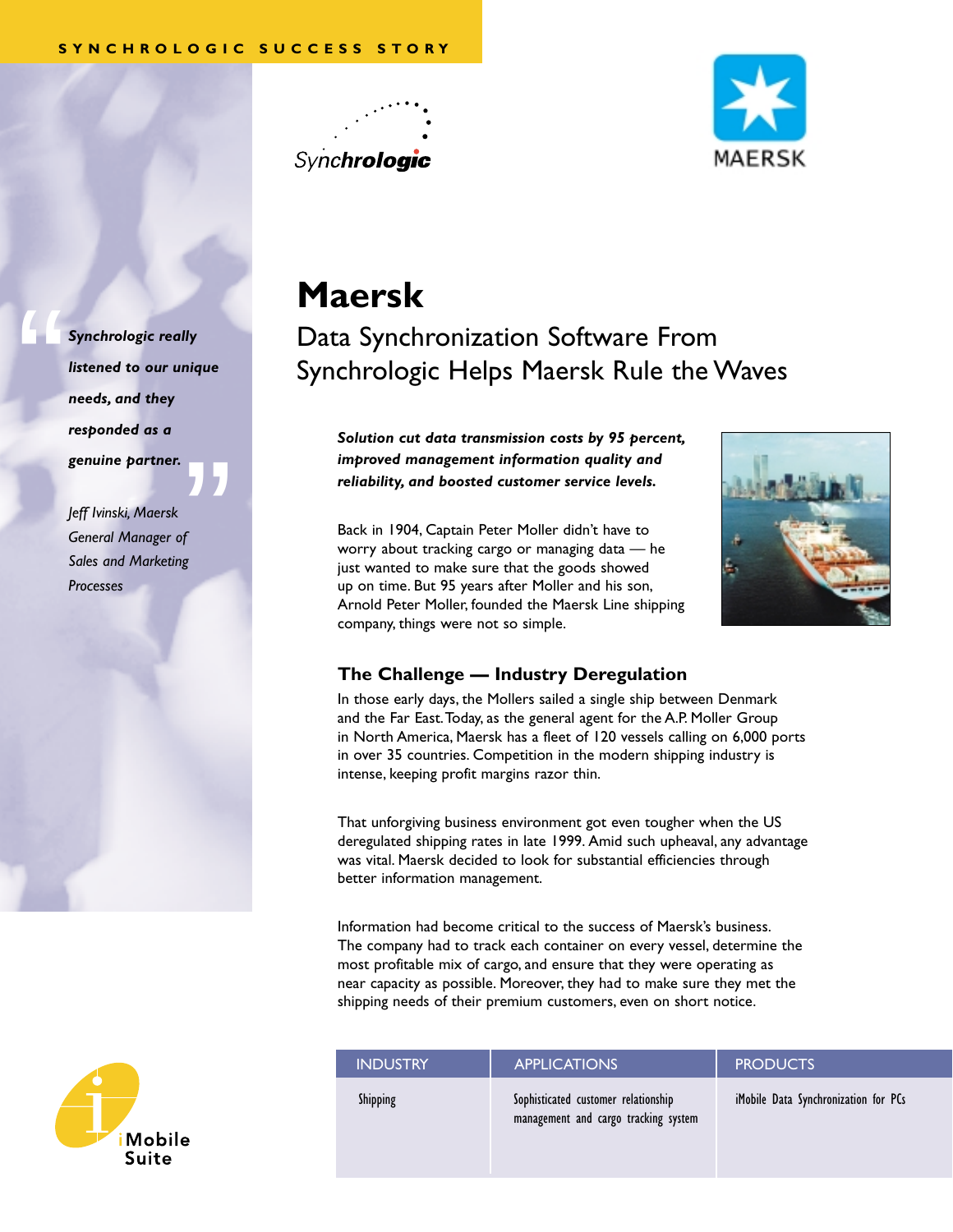SYNCHROLOGIC SUCCESS STORY

# Maersk

## Data Synchronization Software From Synchrologic Helps Maersk Rule the Waves

> ***"Synchrologic really listened to our unique needs, and they responded as a genuine partner."***
>
> *Jeff Ivinski, Maersk General Manager of Sales and Marketing Processes*

***Solution cut data transmission costs by 95 percent, improved management information quality and reliability, and boosted customer service levels.***

Back in 1904, Captain Peter Moller didn't have to worry about tracking cargo or managing data — he just wanted to make sure that the goods showed up on time. But 95 years after Moller and his son, Arnold Peter Moller, founded the Maersk Line shipping company, things were not so simple.

### The Challenge — Industry Deregulation

In those early days, the Mollers sailed a single ship between Denmark and the Far East. Today, as the general agent for the A.P. Moller Group in North America, Maersk has a fleet of 120 vessels calling on 6,000 ports in over 35 countries. Competition in the modern shipping industry is intense, keeping profit margins razor thin.

That unforgiving business environment got even tougher when the US deregulated shipping rates in late 1999. Amid such upheaval, any advantage was vital. Maersk decided to look for substantial efficiencies through better information management.

Information had become critical to the success of Maersk's business. The company had to track each container on every vessel, determine the most profitable mix of cargo, and ensure that they were operating as near capacity as possible. Moreover, they had to make sure they met the shipping needs of their premium customers, even on short notice.

| INDUSTRY | APPLICATIONS | PRODUCTS |
| --- | --- | --- |
| Shipping | Sophisticated customer relationship management and cargo tracking system | iMobile Data Synchronization for PCs |

iMobile Suite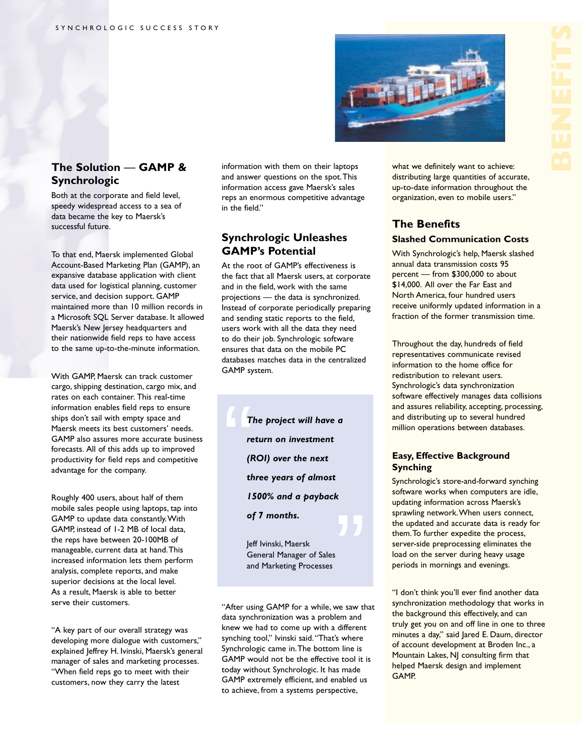## The Solution — GAMP & Synchrologic

Both at the corporate and field level, speedy widespread access to a sea of data became the key to Maersk's successful future.

To that end, Maersk implemented Global Account-Based Marketing Plan (GAMP), an expansive database application with client data used for logistical planning, customer service, and decision support. GAMP maintained more than 10 million records in a Microsoft SQL Server database. It allowed Maersk's New Jersey headquarters and their nationwide field reps to have access to the same up-to-the-minute information.

With GAMP, Maersk can track customer cargo, shipping destination, cargo mix, and rates on each container. This real-time information enables field reps to ensure ships don't sail with empty space and Maersk meets its best customers' needs. GAMP also assures more accurate business forecasts. All of this adds up to improved productivity for field reps and competitive advantage for the company.

Roughly 400 users, about half of them mobile sales people using laptops, tap into GAMP to update data constantly. With GAMP, instead of 1-2 MB of local data, the reps have between 20-100MB of manageable, current data at hand. This increased information lets them perform analysis, complete reports, and make superior decisions at the local level. As a result, Maersk is able to better serve their customers.

"A key part of our overall strategy was developing more dialogue with customers," explained Jeffrey H. Ivinski, Maersk's general manager of sales and marketing processes. "When field reps go to meet with their customers, now they carry the latest information with them on their laptops and answer questions on the spot. This information access gave Maersk's sales reps an enormous competitive advantage in the field."

## Synchrologic Unleashes GAMP's Potential

At the root of GAMP's effectiveness is the fact that all Maersk users, at corporate and in the field, work with the same projections — the data is synchronized. Instead of corporate periodically preparing and sending static reports to the field, users work with all the data they need to do their job. Synchrologic software ensures that data on the mobile PC databases matches data in the centralized GAMP system.

> ***"The project will have a return on investment (ROI) over the next three years of almost 1500% and a payback of 7 months."***
>
> Jeff Ivinski, Maersk
> General Manager of Sales and Marketing Processes

"After using GAMP for a while, we saw that data synchronization was a problem and knew we had to come up with a different synching tool," Ivinski said. "That's where Synchrologic came in. The bottom line is GAMP would not be the effective tool it is today without Synchrologic. It has made GAMP extremely efficient, and enabled us to achieve, from a systems perspective, what we definitely want to achieve: distributing large quantities of accurate, up-to-date information throughout the organization, even to mobile users."

# BENEFITS

## The Benefits

### Slashed Communication Costs

With Synchrologic's help, Maersk slashed annual data transmission costs 95 percent — from $300,000 to about $14,000. All over the Far East and North America, four hundred users receive uniformly updated information in a fraction of the former transmission time.

Throughout the day, hundreds of field representatives communicate revised information to the home office for redistribution to relevant users. Synchrologic's data synchronization software effectively manages data collisions and assures reliability, accepting, processing, and distributing up to several hundred million operations between databases.

### Easy, Effective Background Synching

Synchrologic's store-and-forward synching software works when computers are idle, updating information across Maersk's sprawling network. When users connect, the updated and accurate data is ready for them. To further expedite the process, server-side preprocessing eliminates the load on the server during heavy usage periods in mornings and evenings.

"I don't think you'll ever find another data synchronization methodology that works in the background this effectively, and can truly get you on and off line in one to three minutes a day," said Jared E. Daum, director of account development at Broden Inc., a Mountain Lakes, NJ consulting firm that helped Maersk design and implement GAMP.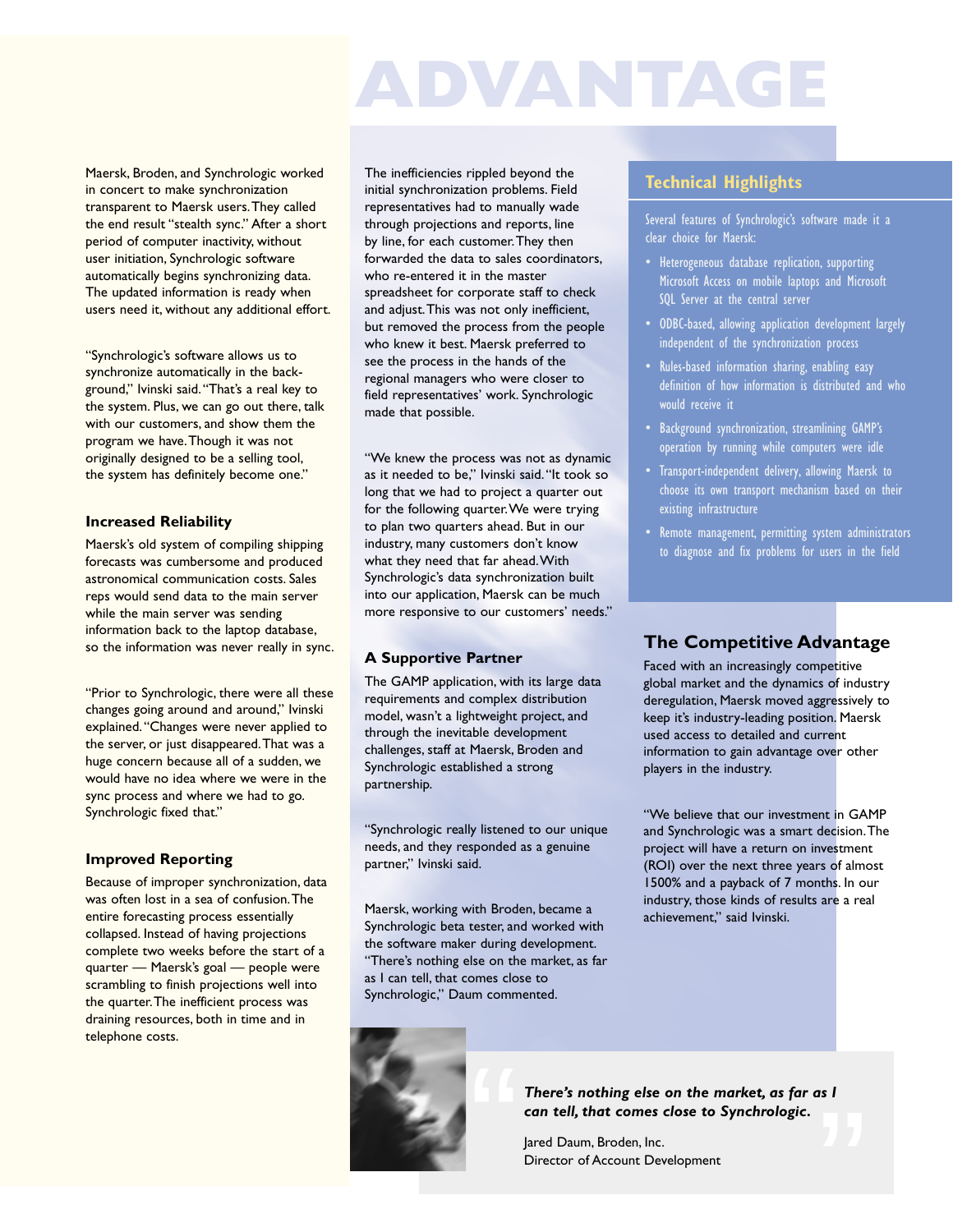# ADVANTAGE

Maersk, Broden, and Synchrologic worked in concert to make synchronization transparent to Maersk users. They called the end result "stealth sync." After a short period of computer inactivity, without user initiation, Synchrologic software automatically begins synchronizing data. The updated information is ready when users need it, without any additional effort.

"Synchrologic's software allows us to synchronize automatically in the background," Ivinski said. "That's a real key to the system. Plus, we can go out there, talk with our customers, and show them the program we have. Though it was not originally designed to be a selling tool, the system has definitely become one."

### Increased Reliability

Maersk's old system of compiling shipping forecasts was cumbersome and produced astronomical communication costs. Sales reps would send data to the main server while the main server was sending information back to the laptop database, so the information was never really in sync.

"Prior to Synchrologic, there were all these changes going around and around," Ivinski explained. "Changes were never applied to the server, or just disappeared. That was a huge concern because all of a sudden, we would have no idea where we were in the sync process and where we had to go. Synchrologic fixed that."

### Improved Reporting

Because of improper synchronization, data was often lost in a sea of confusion. The entire forecasting process essentially collapsed. Instead of having projections complete two weeks before the start of a quarter — Maersk's goal — people were scrambling to finish projections well into the quarter. The inefficient process was draining resources, both in time and in telephone costs.

The inefficiencies rippled beyond the initial synchronization problems. Field representatives had to manually wade through projections and reports, line by line, for each customer. They then forwarded the data to sales coordinators, who re-entered it in the master spreadsheet for corporate staff to check and adjust. This was not only inefficient, but removed the process from the people who knew it best. Maersk preferred to see the process in the hands of the regional managers who were closer to field representatives' work. Synchrologic made that possible.

"We knew the process was not as dynamic as it needed to be," Ivinski said. "It took so long that we had to project a quarter out for the following quarter. We were trying to plan two quarters ahead. But in our industry, many customers don't know what they need that far ahead. With Synchrologic's data synchronization built into our application, Maersk can be much more responsive to our customers' needs."

### A Supportive Partner

The GAMP application, with its large data requirements and complex distribution model, wasn't a lightweight project, and through the inevitable development challenges, staff at Maersk, Broden and Synchrologic established a strong partnership.

"Synchrologic really listened to our unique needs, and they responded as a genuine partner," Ivinski said.

Maersk, working with Broden, became a Synchrologic beta tester, and worked with the software maker during development. "There's nothing else on the market, as far as I can tell, that comes close to Synchrologic," Daum commented.

## Technical Highlights

Several features of Synchrologic's software made it a clear choice for Maersk:

- Heterogeneous database replication, supporting Microsoft Access on mobile laptops and Microsoft SQL Server at the central server
- ODBC-based, allowing application development largely independent of the synchronization process
- Rules-based information sharing, enabling easy definition of how information is distributed and who would receive it
- Background synchronization, streamlining GAMP's operation by running while computers were idle
- Transport-independent delivery, allowing Maersk to choose its own transport mechanism based on their existing infrastructure
- Remote management, permitting system administrators to diagnose and fix problems for users in the field

## The Competitive Advantage

Faced with an increasingly competitive global market and the dynamics of industry deregulation, Maersk moved aggressively to keep it's industry-leading position. Maersk used access to detailed and current information to gain advantage over other players in the industry.

"We believe that our investment in GAMP and Synchrologic was a smart decision. The project will have a return on investment (ROI) over the next three years of almost 1500% and a payback of 7 months. In our industry, those kinds of results are a real achievement," said Ivinski.

> ***There's nothing else on the market, as far as I can tell, that comes close to Synchrologic.***
>
> Jared Daum, Broden, Inc.
> Director of Account Development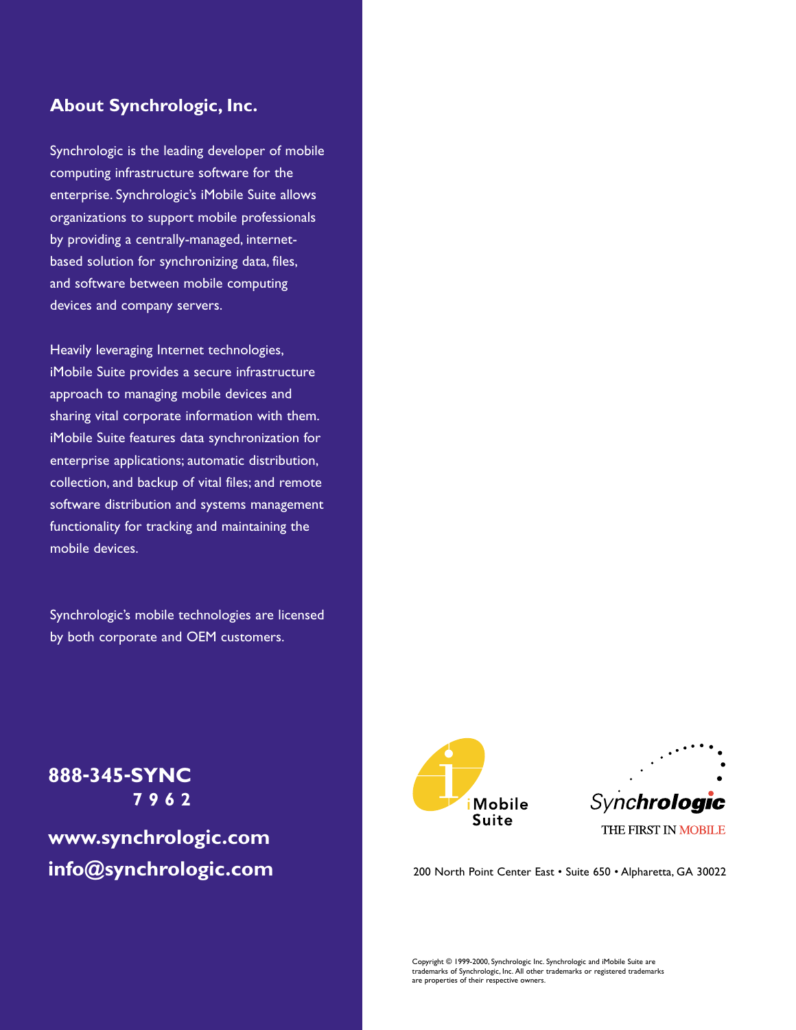## About Synchrologic, Inc.

Synchrologic is the leading developer of mobile computing infrastructure software for the enterprise. Synchrologic's iMobile Suite allows organizations to support mobile professionals by providing a centrally-managed, internet-based solution for synchronizing data, files, and software between mobile computing devices and company servers.

Heavily leveraging Internet technologies, iMobile Suite provides a secure infrastructure approach to managing mobile devices and sharing vital corporate information with them. iMobile Suite features data synchronization for enterprise applications; automatic distribution, collection, and backup of vital files; and remote software distribution and systems management functionality for tracking and maintaining the mobile devices.

Synchrologic's mobile technologies are licensed by both corporate and OEM customers.

**888-345-SYNC**
**7962**

**www.synchrologic.com**
**info@synchrologic.com**

iMobile Suite

Synchrologic
THE FIRST IN MOBILE

200 North Point Center East • Suite 650 • Alpharetta, GA 30022

Copyright © 1999-2000, Synchrologic Inc. Synchrologic and iMobile Suite are trademarks of Synchrologic, Inc. All other trademarks or registered trademarks are properties of their respective owners.